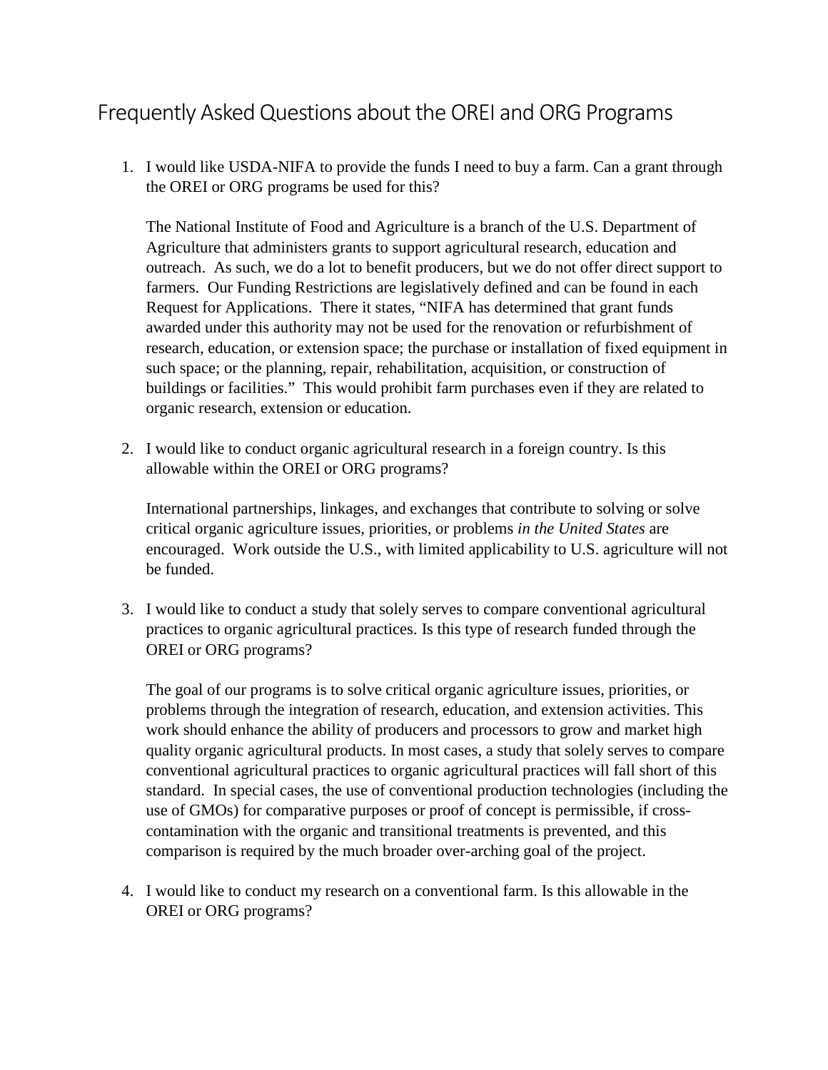# Frequently Asked Questions about the OREI and ORG Programs

1. I would like USDA-NIFA to provide the funds I need to buy a farm. Can a grant through the OREI or ORG programs be used for this?

   The National Institute of Food and Agriculture is a branch of the U.S. Department of Agriculture that administers grants to support agricultural research, education and outreach. As such, we do a lot to benefit producers, but we do not offer direct support to farmers. Our Funding Restrictions are legislatively defined and can be found in each Request for Applications. There it states, "NIFA has determined that grant funds awarded under this authority may not be used for the renovation or refurbishment of research, education, or extension space; the purchase or installation of fixed equipment in such space; or the planning, repair, rehabilitation, acquisition, or construction of buildings or facilities." This would prohibit farm purchases even if they are related to organic research, extension or education.

2. I would like to conduct organic agricultural research in a foreign country. Is this allowable within the OREI or ORG programs?

   International partnerships, linkages, and exchanges that contribute to solving or solve critical organic agriculture issues, priorities, or problems *in the United States* are encouraged. Work outside the U.S., with limited applicability to U.S. agriculture will not be funded.

3. I would like to conduct a study that solely serves to compare conventional agricultural practices to organic agricultural practices. Is this type of research funded through the OREI or ORG programs?

   The goal of our programs is to solve critical organic agriculture issues, priorities, or problems through the integration of research, education, and extension activities. This work should enhance the ability of producers and processors to grow and market high quality organic agricultural products. In most cases, a study that solely serves to compare conventional agricultural practices to organic agricultural practices will fall short of this standard. In special cases, the use of conventional production technologies (including the use of GMOs) for comparative purposes or proof of concept is permissible, if cross-contamination with the organic and transitional treatments is prevented, and this comparison is required by the much broader over-arching goal of the project.

4. I would like to conduct my research on a conventional farm. Is this allowable in the OREI or ORG programs?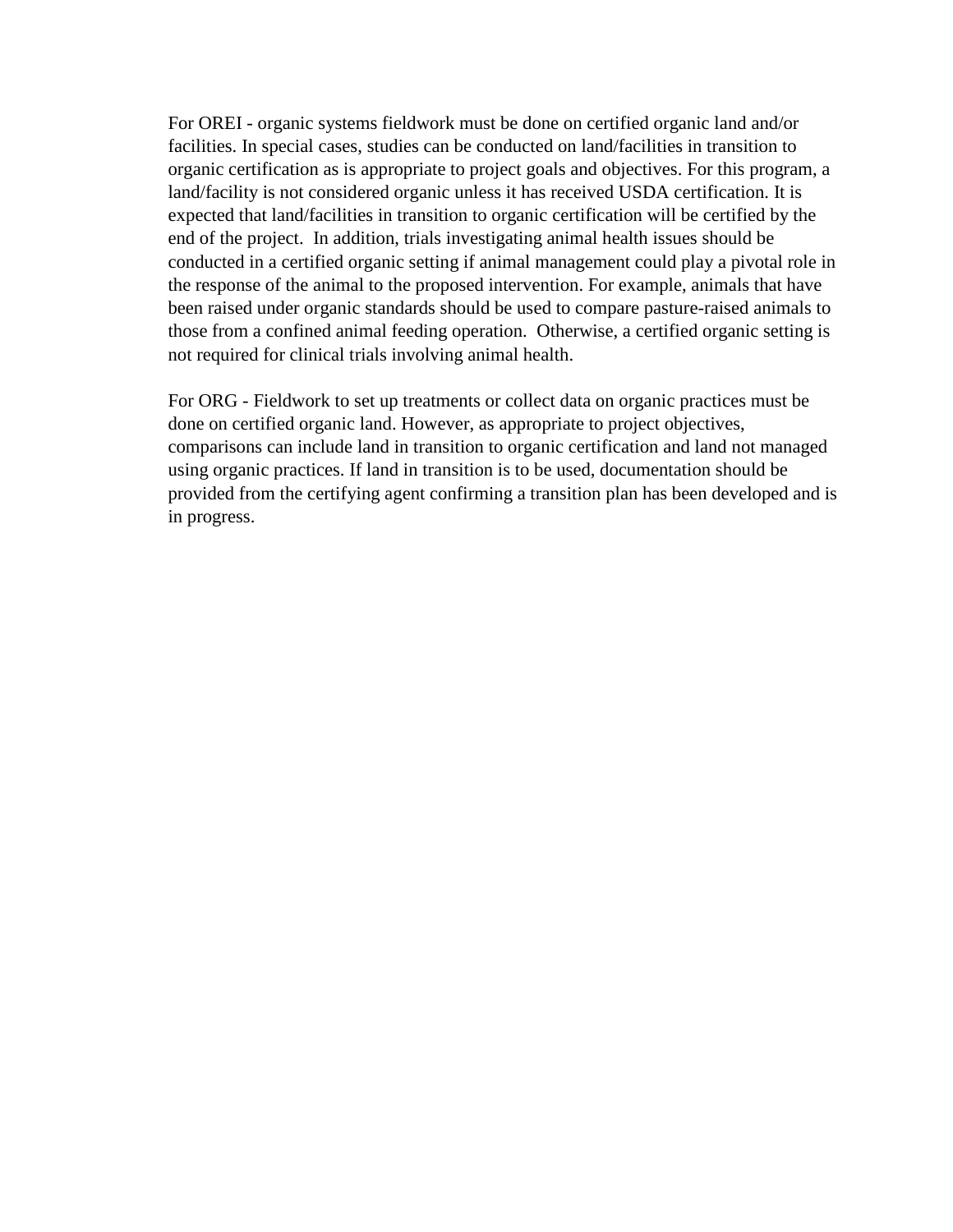For OREI - organic systems fieldwork must be done on certified organic land and/or facilities. In special cases, studies can be conducted on land/facilities in transition to organic certification as is appropriate to project goals and objectives. For this program, a land/facility is not considered organic unless it has received USDA certification. It is expected that land/facilities in transition to organic certification will be certified by the end of the project. In addition, trials investigating animal health issues should be conducted in a certified organic setting if animal management could play a pivotal role in the response of the animal to the proposed intervention. For example, animals that have been raised under organic standards should be used to compare pasture-raised animals to those from a confined animal feeding operation. Otherwise, a certified organic setting is not required for clinical trials involving animal health.

For ORG - Fieldwork to set up treatments or collect data on organic practices must be done on certified organic land. However, as appropriate to project objectives, comparisons can include land in transition to organic certification and land not managed using organic practices. If land in transition is to be used, documentation should be provided from the certifying agent confirming a transition plan has been developed and is in progress.